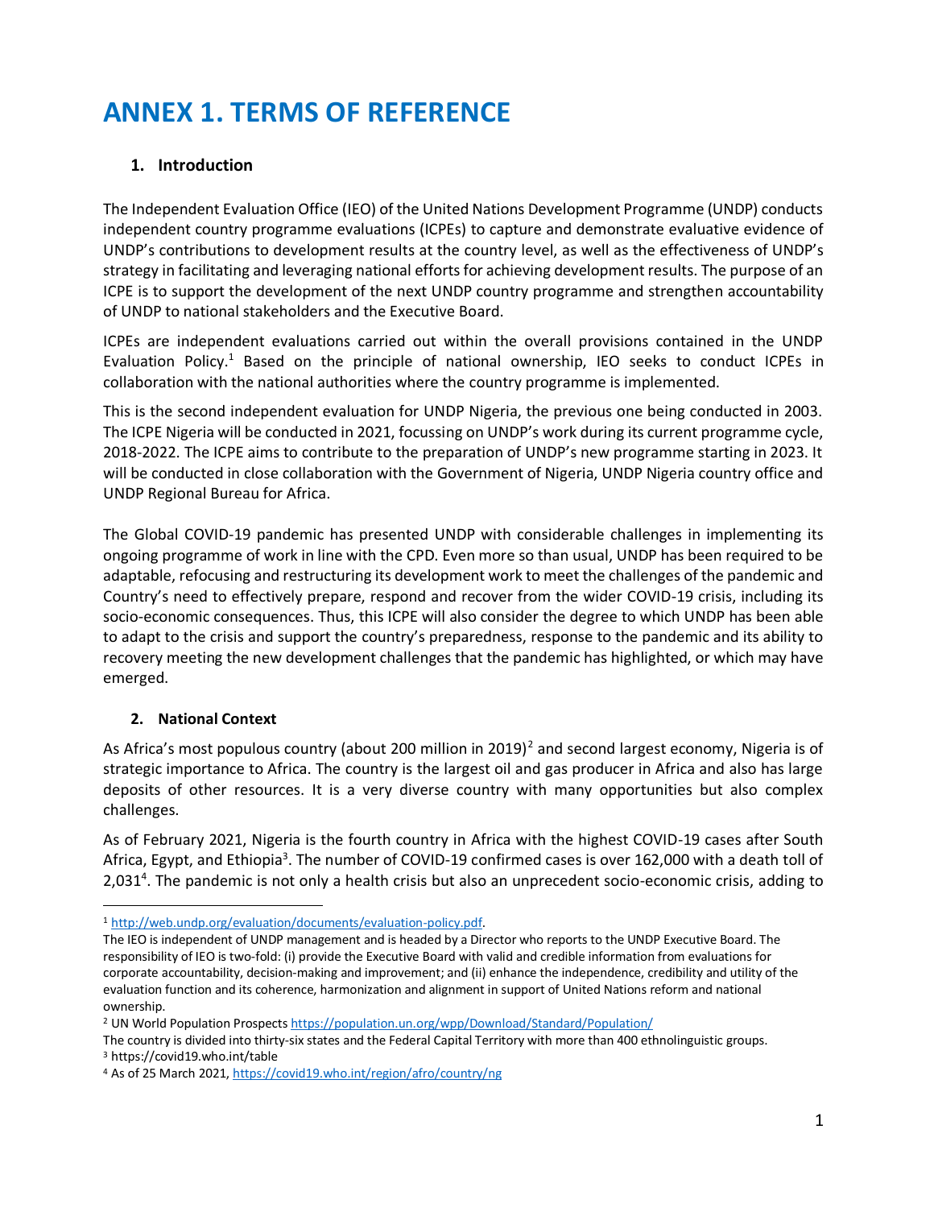# ANNEX 1. TERMS OF REFERENCE

## 1. Introduction

The Independent Evaluation Office (IEO) of the United Nations Development Programme (UNDP) conducts independent country programme evaluations (ICPEs) to capture and demonstrate evaluative evidence of UNDP's contributions to development results at the country level, as well as the effectiveness of UNDP's strategy in facilitating and leveraging national efforts for achieving development results. The purpose of an ICPE is to support the development of the next UNDP country programme and strengthen accountability of UNDP to national stakeholders and the Executive Board.

ICPEs are independent evaluations carried out within the overall provisions contained in the UNDP Evaluation Policy.[1] Based on the principle of national ownership, IEO seeks to conduct ICPEs in collaboration with the national authorities where the country programme is implemented.

This is the second independent evaluation for UNDP Nigeria, the previous one being conducted in 2003. The ICPE Nigeria will be conducted in 2021, focussing on UNDP's work during its current programme cycle, 2018-2022. The ICPE aims to contribute to the preparation of UNDP's new programme starting in 2023. It will be conducted in close collaboration with the Government of Nigeria, UNDP Nigeria country office and UNDP Regional Bureau for Africa.

The Global COVID-19 pandemic has presented UNDP with considerable challenges in implementing its ongoing programme of work in line with the CPD. Even more so than usual, UNDP has been required to be adaptable, refocusing and restructuring its development work to meet the challenges of the pandemic and Country's need to effectively prepare, respond and recover from the wider COVID-19 crisis, including its socio-economic consequences. Thus, this ICPE will also consider the degree to which UNDP has been able to adapt to the crisis and support the country's preparedness, response to the pandemic and its ability to recovery meeting the new development challenges that the pandemic has highlighted, or which may have emerged.

## 2. National Context

As Africa's most populous country (about 200 million in 2019)[2] and second largest economy, Nigeria is of strategic importance to Africa. The country is the largest oil and gas producer in Africa and also has large deposits of other resources. It is a very diverse country with many opportunities but also complex challenges.

As of February 2021, Nigeria is the fourth country in Africa with the highest COVID-19 cases after South Africa, Egypt, and Ethiopia[3]. The number of COVID-19 confirmed cases is over 162,000 with a death toll of 2,031[4]. The pandemic is not only a health crisis but also an unprecedent socio-economic crisis, adding to

---

[1] http://web.undp.org/evaluation/documents/evaluation-policy.pdf.
The IEO is independent of UNDP management and is headed by a Director who reports to the UNDP Executive Board. The responsibility of IEO is two-fold: (i) provide the Executive Board with valid and credible information from evaluations for corporate accountability, decision-making and improvement; and (ii) enhance the independence, credibility and utility of the evaluation function and its coherence, harmonization and alignment in support of United Nations reform and national ownership.

[2] UN World Population Prospects https://population.un.org/wpp/Download/Standard/Population/
The country is divided into thirty-six states and the Federal Capital Territory with more than 400 ethnolinguistic groups.

[3] https://covid19.who.int/table

[4] As of 25 March 2021, https://covid19.who.int/region/afro/country/ng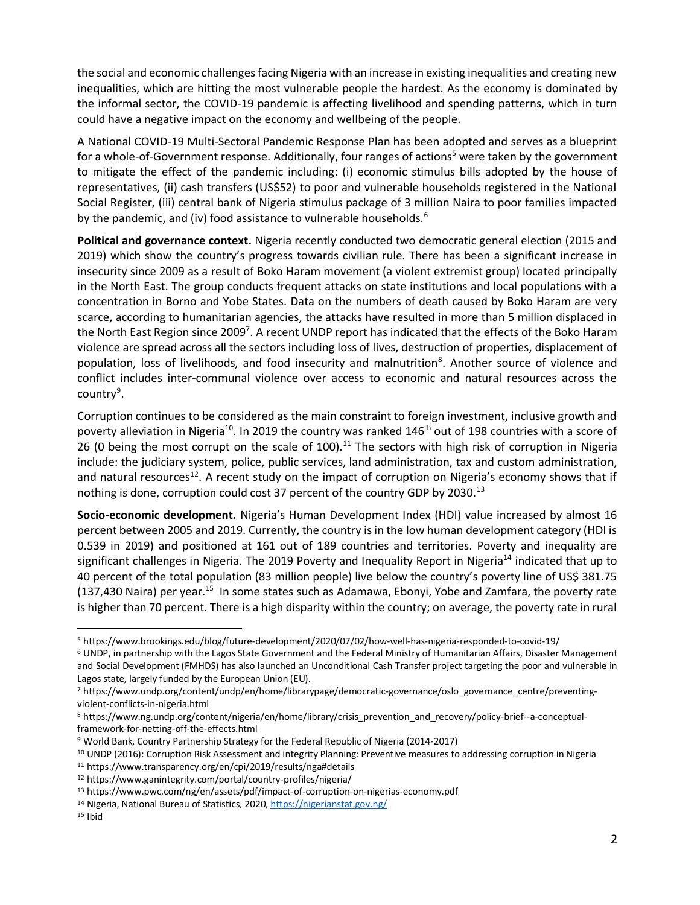the social and economic challenges facing Nigeria with an increase in existing inequalities and creating new inequalities, which are hitting the most vulnerable people the hardest. As the economy is dominated by the informal sector, the COVID-19 pandemic is affecting livelihood and spending patterns, which in turn could have a negative impact on the economy and wellbeing of the people.

A National COVID-19 Multi-Sectoral Pandemic Response Plan has been adopted and serves as a blueprint for a whole-of-Government response. Additionally, four ranges of actions[5] were taken by the government to mitigate the effect of the pandemic including: (i) economic stimulus bills adopted by the house of representatives, (ii) cash transfers (US$52) to poor and vulnerable households registered in the National Social Register, (iii) central bank of Nigeria stimulus package of 3 million Naira to poor families impacted by the pandemic, and (iv) food assistance to vulnerable households.[6]

**Political and governance context.** Nigeria recently conducted two democratic general election (2015 and 2019) which show the country's progress towards civilian rule. There has been a significant increase in insecurity since 2009 as a result of Boko Haram movement (a violent extremist group) located principally in the North East. The group conducts frequent attacks on state institutions and local populations with a concentration in Borno and Yobe States. Data on the numbers of death caused by Boko Haram are very scarce, according to humanitarian agencies, the attacks have resulted in more than 5 million displaced in the North East Region since 2009[7]. A recent UNDP report has indicated that the effects of the Boko Haram violence are spread across all the sectors including loss of lives, destruction of properties, displacement of population, loss of livelihoods, and food insecurity and malnutrition[8]. Another source of violence and conflict includes inter-communal violence over access to economic and natural resources across the country[9].

Corruption continues to be considered as the main constraint to foreign investment, inclusive growth and poverty alleviation in Nigeria[10]. In 2019 the country was ranked 146th out of 198 countries with a score of 26 (0 being the most corrupt on the scale of 100).[11] The sectors with high risk of corruption in Nigeria include: the judiciary system, police, public services, land administration, tax and custom administration, and natural resources[12]. A recent study on the impact of corruption on Nigeria's economy shows that if nothing is done, corruption could cost 37 percent of the country GDP by 2030.[13]

**Socio-economic development.** Nigeria's Human Development Index (HDI) value increased by almost 16 percent between 2005 and 2019. Currently, the country is in the low human development category (HDI is 0.539 in 2019) and positioned at 161 out of 189 countries and territories. Poverty and inequality are significant challenges in Nigeria. The 2019 Poverty and Inequality Report in Nigeria[14] indicated that up to 40 percent of the total population (83 million people) live below the country's poverty line of US$ 381.75 (137,430 Naira) per year.[15] In some states such as Adamawa, Ebonyi, Yobe and Zamfara, the poverty rate is higher than 70 percent. There is a high disparity within the country; on average, the poverty rate in rural

---

[5] https://www.brookings.edu/blog/future-development/2020/07/02/how-well-has-nigeria-responded-to-covid-19/

[6] UNDP, in partnership with the Lagos State Government and the Federal Ministry of Humanitarian Affairs, Disaster Management and Social Development (FMHDS) has also launched an Unconditional Cash Transfer project targeting the poor and vulnerable in Lagos state, largely funded by the European Union (EU).

[7] https://www.undp.org/content/undp/en/home/librarypage/democratic-governance/oslo_governance_centre/preventing-violent-conflicts-in-nigeria.html

[8] https://www.ng.undp.org/content/nigeria/en/home/library/crisis_prevention_and_recovery/policy-brief--a-conceptual-framework-for-netting-off-the-effects.html

[9] World Bank, Country Partnership Strategy for the Federal Republic of Nigeria (2014-2017)

[10] UNDP (2016): Corruption Risk Assessment and integrity Planning: Preventive measures to addressing corruption in Nigeria

[11] https://www.transparency.org/en/cpi/2019/results/nga#details

[12] https://www.ganintegrity.com/portal/country-profiles/nigeria/

[13] https://www.pwc.com/ng/en/assets/pdf/impact-of-corruption-on-nigerias-economy.pdf

[14] Nigeria, National Bureau of Statistics, 2020, https://nigerianstat.gov.ng/

[15] Ibid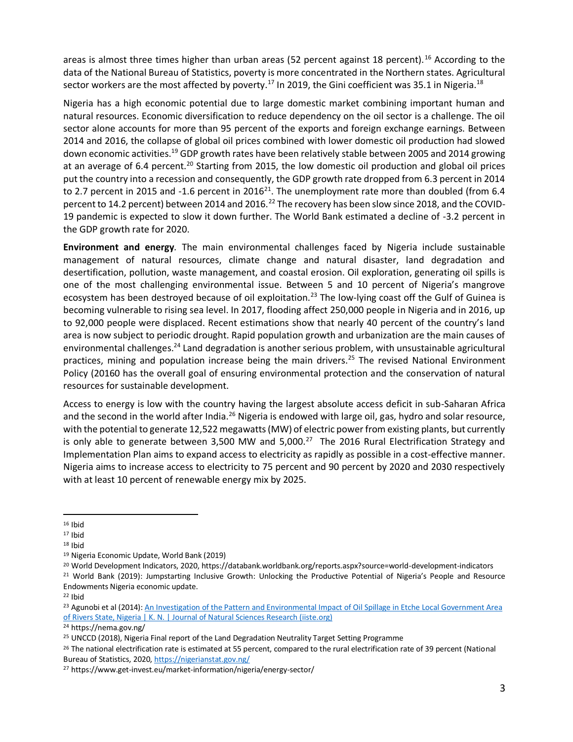areas is almost three times higher than urban areas (52 percent against 18 percent).[16] According to the data of the National Bureau of Statistics, poverty is more concentrated in the Northern states. Agricultural sector workers are the most affected by poverty.[17] In 2019, the Gini coefficient was 35.1 in Nigeria.[18]

Nigeria has a high economic potential due to large domestic market combining important human and natural resources. Economic diversification to reduce dependency on the oil sector is a challenge. The oil sector alone accounts for more than 95 percent of the exports and foreign exchange earnings. Between 2014 and 2016, the collapse of global oil prices combined with lower domestic oil production had slowed down economic activities.[19] GDP growth rates have been relatively stable between 2005 and 2014 growing at an average of 6.4 percent.[20] Starting from 2015, the low domestic oil production and global oil prices put the country into a recession and consequently, the GDP growth rate dropped from 6.3 percent in 2014 to 2.7 percent in 2015 and -1.6 percent in 2016[21]. The unemployment rate more than doubled (from 6.4 percent to 14.2 percent) between 2014 and 2016.[22] The recovery has been slow since 2018, and the COVID-19 pandemic is expected to slow it down further. The World Bank estimated a decline of -3.2 percent in the GDP growth rate for 2020.

**Environment and energy**. The main environmental challenges faced by Nigeria include sustainable management of natural resources, climate change and natural disaster, land degradation and desertification, pollution, waste management, and coastal erosion. Oil exploration, generating oil spills is one of the most challenging environmental issue. Between 5 and 10 percent of Nigeria's mangrove ecosystem has been destroyed because of oil exploitation.[23] The low-lying coast off the Gulf of Guinea is becoming vulnerable to rising sea level. In 2017, flooding affect 250,000 people in Nigeria and in 2016, up to 92,000 people were displaced. Recent estimations show that nearly 40 percent of the country's land area is now subject to periodic drought. Rapid population growth and urbanization are the main causes of environmental challenges.[24] Land degradation is another serious problem, with unsustainable agricultural practices, mining and population increase being the main drivers.[25] The revised National Environment Policy (20160 has the overall goal of ensuring environmental protection and the conservation of natural resources for sustainable development.

Access to energy is low with the country having the largest absolute access deficit in sub-Saharan Africa and the second in the world after India.[26] Nigeria is endowed with large oil, gas, hydro and solar resource, with the potential to generate 12,522 megawatts (MW) of electric power from existing plants, but currently is only able to generate between 3,500 MW and 5,000.[27] The 2016 Rural Electrification Strategy and Implementation Plan aims to expand access to electricity as rapidly as possible in a cost-effective manner. Nigeria aims to increase access to electricity to 75 percent and 90 percent by 2020 and 2030 respectively with at least 10 percent of renewable energy mix by 2025.

---

[16] Ibid

[17] Ibid

[18] Ibid

[19] Nigeria Economic Update, World Bank (2019)

[20] World Development Indicators, 2020, https://databank.worldbank.org/reports.aspx?source=world-development-indicators

[21] World Bank (2019): Jumpstarting Inclusive Growth: Unlocking the Productive Potential of Nigeria's People and Resource Endowments Nigeria economic update.

[22] Ibid

[23] Agunobi et al (2014): An Investigation of the Pattern and Environmental Impact of Oil Spillage in Etche Local Government Area of Rivers State, Nigeria | K. N. | Journal of Natural Sciences Research (iiste.org)

[24] https://nema.gov.ng/

[25] UNCCD (2018), Nigeria Final report of the Land Degradation Neutrality Target Setting Programme

[26] The national electrification rate is estimated at 55 percent, compared to the rural electrification rate of 39 percent (National Bureau of Statistics, 2020, https://nigerianstat.gov.ng/

[27] https://www.get-invest.eu/market-information/nigeria/energy-sector/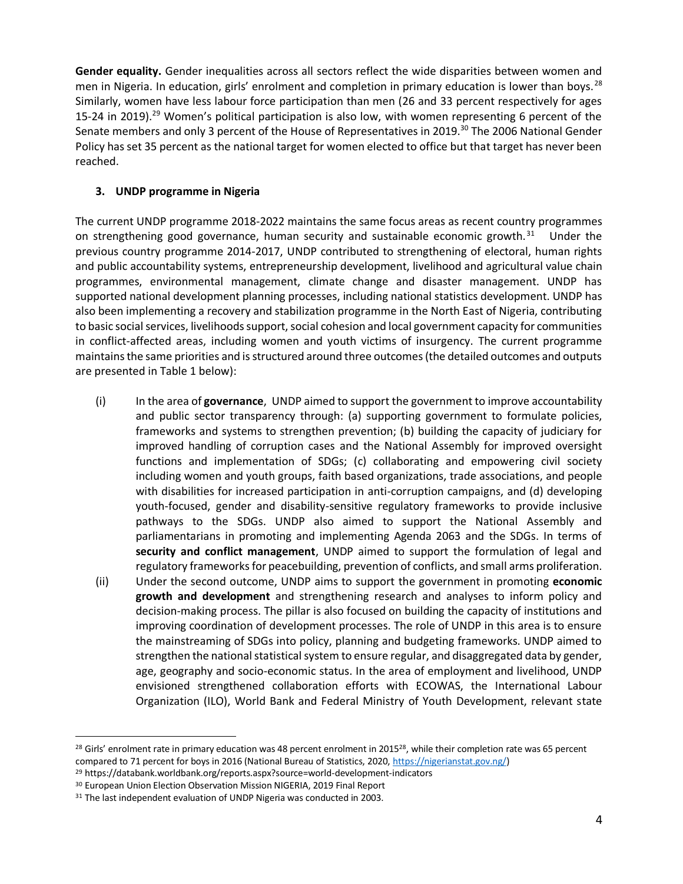**Gender equality.** Gender inequalities across all sectors reflect the wide disparities between women and men in Nigeria. In education, girls' enrolment and completion in primary education is lower than boys.[28] Similarly, women have less labour force participation than men (26 and 33 percent respectively for ages 15-24 in 2019).[29] Women's political participation is also low, with women representing 6 percent of the Senate members and only 3 percent of the House of Representatives in 2019.[30] The 2006 National Gender Policy has set 35 percent as the national target for women elected to office but that target has never been reached.

## 3. UNDP programme in Nigeria

The current UNDP programme 2018-2022 maintains the same focus areas as recent country programmes on strengthening good governance, human security and sustainable economic growth.[31] Under the previous country programme 2014-2017, UNDP contributed to strengthening of electoral, human rights and public accountability systems, entrepreneurship development, livelihood and agricultural value chain programmes, environmental management, climate change and disaster management. UNDP has supported national development planning processes, including national statistics development. UNDP has also been implementing a recovery and stabilization programme in the North East of Nigeria, contributing to basic social services, livelihoods support, social cohesion and local government capacity for communities in conflict-affected areas, including women and youth victims of insurgency. The current programme maintains the same priorities and is structured around three outcomes (the detailed outcomes and outputs are presented in Table 1 below):

(i) In the area of **governance**, UNDP aimed to support the government to improve accountability and public sector transparency through: (a) supporting government to formulate policies, frameworks and systems to strengthen prevention; (b) building the capacity of judiciary for improved handling of corruption cases and the National Assembly for improved oversight functions and implementation of SDGs; (c) collaborating and empowering civil society including women and youth groups, faith based organizations, trade associations, and people with disabilities for increased participation in anti-corruption campaigns, and (d) developing youth-focused, gender and disability-sensitive regulatory frameworks to provide inclusive pathways to the SDGs. UNDP also aimed to support the National Assembly and parliamentarians in promoting and implementing Agenda 2063 and the SDGs. In terms of **security and conflict management**, UNDP aimed to support the formulation of legal and regulatory frameworks for peacebuilding, prevention of conflicts, and small arms proliferation.

(ii) Under the second outcome, UNDP aims to support the government in promoting **economic growth and development** and strengthening research and analyses to inform policy and decision-making process. The pillar is also focused on building the capacity of institutions and improving coordination of development processes. The role of UNDP in this area is to ensure the mainstreaming of SDGs into policy, planning and budgeting frameworks. UNDP aimed to strengthen the national statistical system to ensure regular, and disaggregated data by gender, age, geography and socio-economic status. In the area of employment and livelihood, UNDP envisioned strengthened collaboration efforts with ECOWAS, the International Labour Organization (ILO), World Bank and Federal Ministry of Youth Development, relevant state

---

[28] Girls' enrolment rate in primary education was 48 percent enrolment in 2015[28], while their completion rate was 65 percent compared to 71 percent for boys in 2016 (National Bureau of Statistics, 2020, https://nigerianstat.gov.ng/)

[29] https://databank.worldbank.org/reports.aspx?source=world-development-indicators

[30] European Union Election Observation Mission NIGERIA, 2019 Final Report

[31] The last independent evaluation of UNDP Nigeria was conducted in 2003.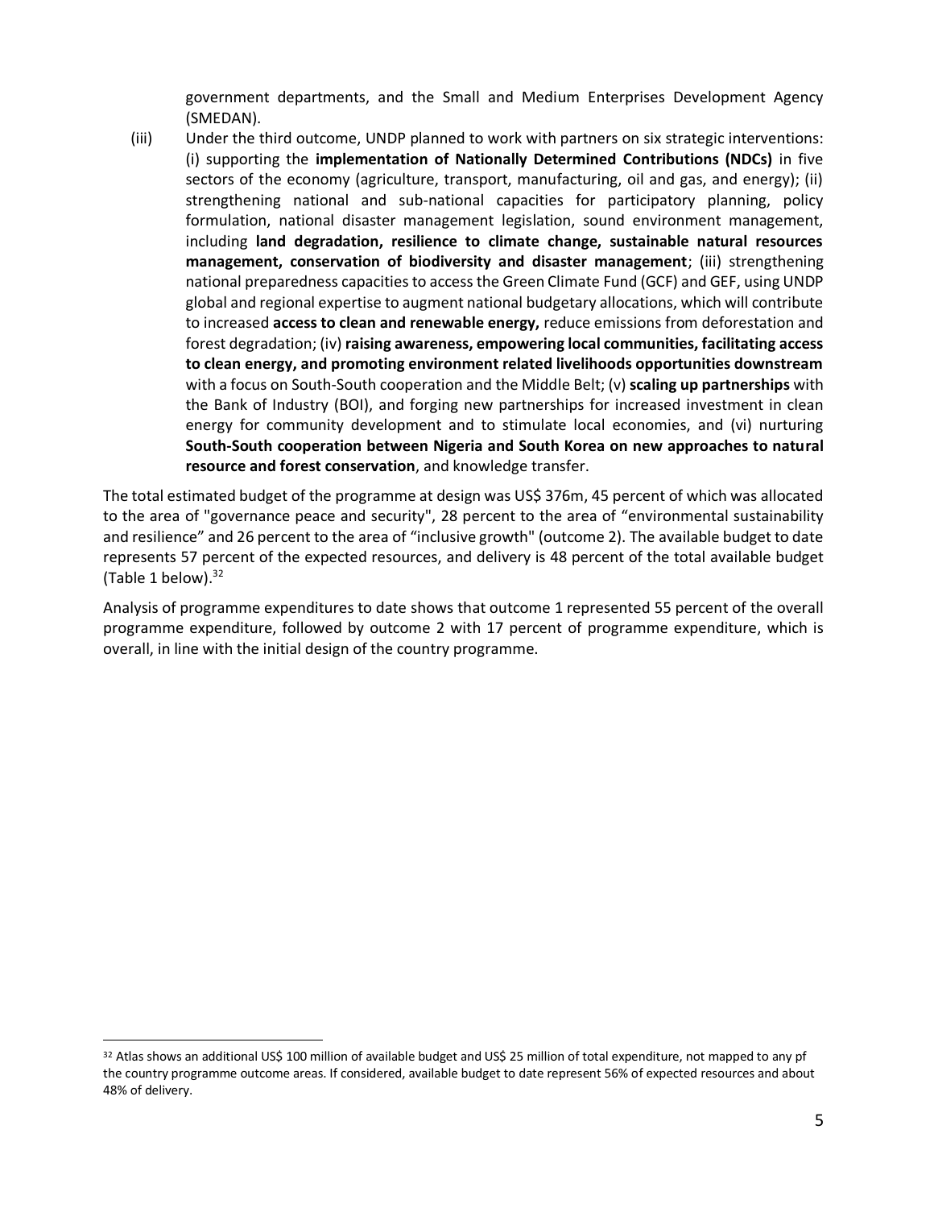government departments, and the Small and Medium Enterprises Development Agency (SMEDAN).

(iii) Under the third outcome, UNDP planned to work with partners on six strategic interventions: (i) supporting the **implementation of Nationally Determined Contributions (NDCs)** in five sectors of the economy (agriculture, transport, manufacturing, oil and gas, and energy); (ii) strengthening national and sub-national capacities for participatory planning, policy formulation, national disaster management legislation, sound environment management, including **land degradation, resilience to climate change, sustainable natural resources management, conservation of biodiversity and disaster management**; (iii) strengthening national preparedness capacities to access the Green Climate Fund (GCF) and GEF, using UNDP global and regional expertise to augment national budgetary allocations, which will contribute to increased **access to clean and renewable energy,** reduce emissions from deforestation and forest degradation; (iv) **raising awareness, empowering local communities, facilitating access to clean energy, and promoting environment related livelihoods opportunities downstream** with a focus on South-South cooperation and the Middle Belt; (v) **scaling up partnerships** with the Bank of Industry (BOI), and forging new partnerships for increased investment in clean energy for community development and to stimulate local economies, and (vi) nurturing **South-South cooperation between Nigeria and South Korea on new approaches to natural resource and forest conservation**, and knowledge transfer.

The total estimated budget of the programme at design was US$ 376m, 45 percent of which was allocated to the area of "governance peace and security", 28 percent to the area of "environmental sustainability and resilience" and 26 percent to the area of "inclusive growth" (outcome 2). The available budget to date represents 57 percent of the expected resources, and delivery is 48 percent of the total available budget (Table 1 below).[32]

Analysis of programme expenditures to date shows that outcome 1 represented 55 percent of the overall programme expenditure, followed by outcome 2 with 17 percent of programme expenditure, which is overall, in line with the initial design of the country programme.

[32] Atlas shows an additional US$ 100 million of available budget and US$ 25 million of total expenditure, not mapped to any pf the country programme outcome areas. If considered, available budget to date represent 56% of expected resources and about 48% of delivery.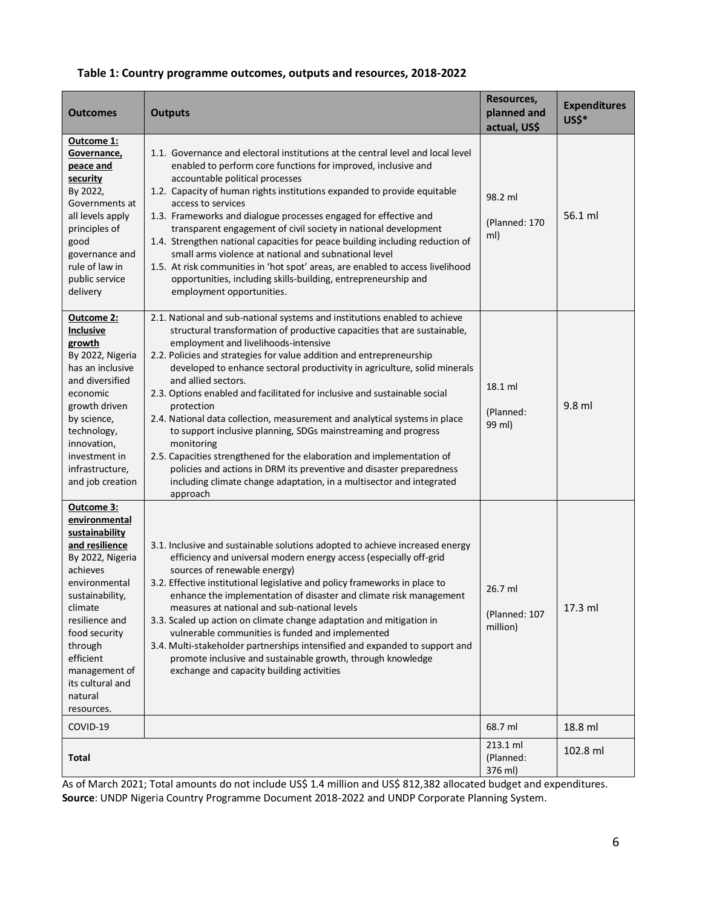**Table 1: Country programme outcomes, outputs and resources, 2018-2022**

| Outcomes | Outputs | Resources, planned and actual, US$ | Expenditures US$* |
|---|---|---|---|
| **Outcome 1: Governance, peace and security** By 2022, Governments at all levels apply principles of good governance and rule of law in public service delivery | 1.1. Governance and electoral institutions at the central level and local level enabled to perform core functions for improved, inclusive and accountable political processes<br>1.2. Capacity of human rights institutions expanded to provide equitable access to services<br>1.3. Frameworks and dialogue processes engaged for effective and transparent engagement of civil society in national development<br>1.4. Strengthen national capacities for peace building including reduction of small arms violence at national and subnational level<br>1.5. At risk communities in 'hot spot' areas, are enabled to access livelihood opportunities, including skills-building, entrepreneurship and employment opportunities. | 98.2 ml<br>(Planned: 170 ml) | 56.1 ml |
| **Outcome 2: Inclusive growth** By 2022, Nigeria has an inclusive and diversified economic growth driven by science, technology, innovation, investment in infrastructure, and job creation | 2.1. National and sub-national systems and institutions enabled to achieve structural transformation of productive capacities that are sustainable, employment and livelihoods-intensive<br>2.2. Policies and strategies for value addition and entrepreneurship developed to enhance sectoral productivity in agriculture, solid minerals and allied sectors.<br>2.3. Options enabled and facilitated for inclusive and sustainable social protection<br>2.4. National data collection, measurement and analytical systems in place to support inclusive planning, SDGs mainstreaming and progress monitoring<br>2.5. Capacities strengthened for the elaboration and implementation of policies and actions in DRM its preventive and disaster preparedness including climate change adaptation, in a multisector and integrated approach | 18.1 ml<br>(Planned: 99 ml) | 9.8 ml |
| **Outcome 3: environmental sustainability and resilience** By 2022, Nigeria achieves environmental sustainability, climate resilience and food security through efficient management of its cultural and natural resources. | 3.1. Inclusive and sustainable solutions adopted to achieve increased energy efficiency and universal modern energy access (especially off-grid sources of renewable energy)<br>3.2. Effective institutional legislative and policy frameworks in place to enhance the implementation of disaster and climate risk management measures at national and sub-national levels<br>3.3. Scaled up action on climate change adaptation and mitigation in vulnerable communities is funded and implemented<br>3.4. Multi-stakeholder partnerships intensified and expanded to support and promote inclusive and sustainable growth, through knowledge exchange and capacity building activities | 26.7 ml<br>(Planned: 107 million) | 17.3 ml |
| COVID-19 | | 68.7 ml | 18.8 ml |
| **Total** | | 213.1 ml<br>(Planned: 376 ml) | 102.8 ml |

As of March 2021; Total amounts do not include US$ 1.4 million and US$ 812,382 allocated budget and expenditures.
**Source**: UNDP Nigeria Country Programme Document 2018-2022 and UNDP Corporate Planning System.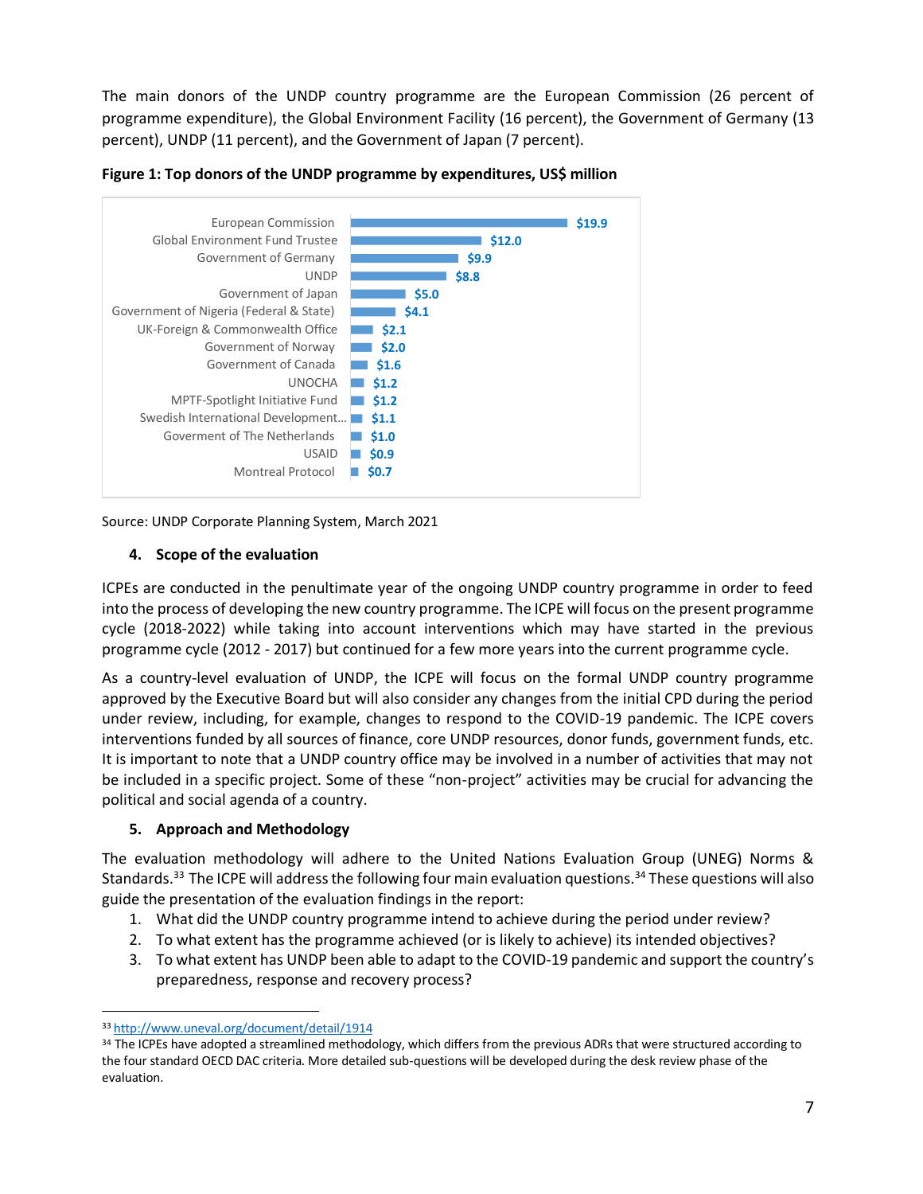The main donors of the UNDP country programme are the European Commission (26 percent of programme expenditure), the Global Environment Facility (16 percent), the Government of Germany (13 percent), UNDP (11 percent), and the Government of Japan (7 percent).

**Figure 1: Top donors of the UNDP programme by expenditures, US$ million**

| Donor | US$ million |
|---|---|
| European Commission | $19.9 |
| Global Environment Fund Trustee | $12.0 |
| Government of Germany | $9.9 |
| UNDP | $8.8 |
| Government of Japan | $5.0 |
| Government of Nigeria (Federal & State) | $4.1 |
| UK-Foreign & Commonwealth Office | $2.1 |
| Government of Norway | $2.0 |
| Government of Canada | $1.6 |
| UNOCHA | $1.2 |
| MPTF-Spotlight Initiative Fund | $1.2 |
| Swedish International Development... | $1.1 |
| Goverment of The Netherlands | $1.0 |
| USAID | $0.9 |
| Montreal Protocol | $0.7 |

Source: UNDP Corporate Planning System, March 2021

### 4. Scope of the evaluation

ICPEs are conducted in the penultimate year of the ongoing UNDP country programme in order to feed into the process of developing the new country programme. The ICPE will focus on the present programme cycle (2018-2022) while taking into account interventions which may have started in the previous programme cycle (2012 - 2017) but continued for a few more years into the current programme cycle.

As a country-level evaluation of UNDP, the ICPE will focus on the formal UNDP country programme approved by the Executive Board but will also consider any changes from the initial CPD during the period under review, including, for example, changes to respond to the COVID-19 pandemic. The ICPE covers interventions funded by all sources of finance, core UNDP resources, donor funds, government funds, etc. It is important to note that a UNDP country office may be involved in a number of activities that may not be included in a specific project. Some of these "non-project" activities may be crucial for advancing the political and social agenda of a country.

### 5. Approach and Methodology

The evaluation methodology will adhere to the United Nations Evaluation Group (UNEG) Norms & Standards.[33] The ICPE will address the following four main evaluation questions.[34] These questions will also guide the presentation of the evaluation findings in the report:

1. What did the UNDP country programme intend to achieve during the period under review?
2. To what extent has the programme achieved (or is likely to achieve) its intended objectives?
3. To what extent has UNDP been able to adapt to the COVID-19 pandemic and support the country's preparedness, response and recovery process?

---

[33] http://www.uneval.org/document/detail/1914

[34] The ICPEs have adopted a streamlined methodology, which differs from the previous ADRs that were structured according to the four standard OECD DAC criteria. More detailed sub-questions will be developed during the desk review phase of the evaluation.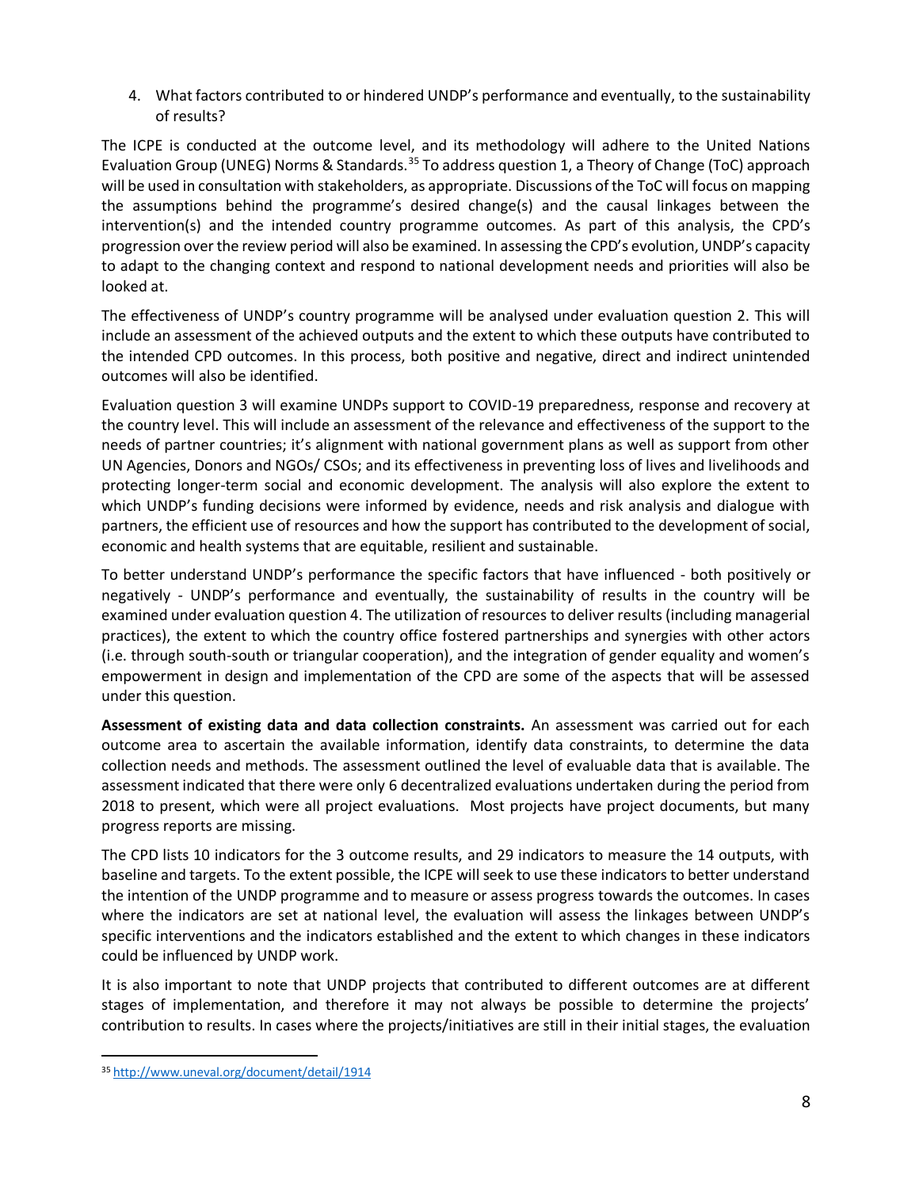4. What factors contributed to or hindered UNDP's performance and eventually, to the sustainability of results?

The ICPE is conducted at the outcome level, and its methodology will adhere to the United Nations Evaluation Group (UNEG) Norms & Standards.[35] To address question 1, a Theory of Change (ToC) approach will be used in consultation with stakeholders, as appropriate. Discussions of the ToC will focus on mapping the assumptions behind the programme's desired change(s) and the causal linkages between the intervention(s) and the intended country programme outcomes. As part of this analysis, the CPD's progression over the review period will also be examined. In assessing the CPD's evolution, UNDP's capacity to adapt to the changing context and respond to national development needs and priorities will also be looked at.

The effectiveness of UNDP's country programme will be analysed under evaluation question 2. This will include an assessment of the achieved outputs and the extent to which these outputs have contributed to the intended CPD outcomes. In this process, both positive and negative, direct and indirect unintended outcomes will also be identified.

Evaluation question 3 will examine UNDPs support to COVID-19 preparedness, response and recovery at the country level. This will include an assessment of the relevance and effectiveness of the support to the needs of partner countries; it's alignment with national government plans as well as support from other UN Agencies, Donors and NGOs/ CSOs; and its effectiveness in preventing loss of lives and livelihoods and protecting longer-term social and economic development. The analysis will also explore the extent to which UNDP's funding decisions were informed by evidence, needs and risk analysis and dialogue with partners, the efficient use of resources and how the support has contributed to the development of social, economic and health systems that are equitable, resilient and sustainable.

To better understand UNDP's performance the specific factors that have influenced - both positively or negatively - UNDP's performance and eventually, the sustainability of results in the country will be examined under evaluation question 4. The utilization of resources to deliver results (including managerial practices), the extent to which the country office fostered partnerships and synergies with other actors (i.e. through south-south or triangular cooperation), and the integration of gender equality and women's empowerment in design and implementation of the CPD are some of the aspects that will be assessed under this question.

**Assessment of existing data and data collection constraints.** An assessment was carried out for each outcome area to ascertain the available information, identify data constraints, to determine the data collection needs and methods. The assessment outlined the level of evaluable data that is available. The assessment indicated that there were only 6 decentralized evaluations undertaken during the period from 2018 to present, which were all project evaluations. Most projects have project documents, but many progress reports are missing.

The CPD lists 10 indicators for the 3 outcome results, and 29 indicators to measure the 14 outputs, with baseline and targets. To the extent possible, the ICPE will seek to use these indicators to better understand the intention of the UNDP programme and to measure or assess progress towards the outcomes. In cases where the indicators are set at national level, the evaluation will assess the linkages between UNDP's specific interventions and the indicators established and the extent to which changes in these indicators could be influenced by UNDP work.

It is also important to note that UNDP projects that contributed to different outcomes are at different stages of implementation, and therefore it may not always be possible to determine the projects' contribution to results. In cases where the projects/initiatives are still in their initial stages, the evaluation

[35] http://www.uneval.org/document/detail/1914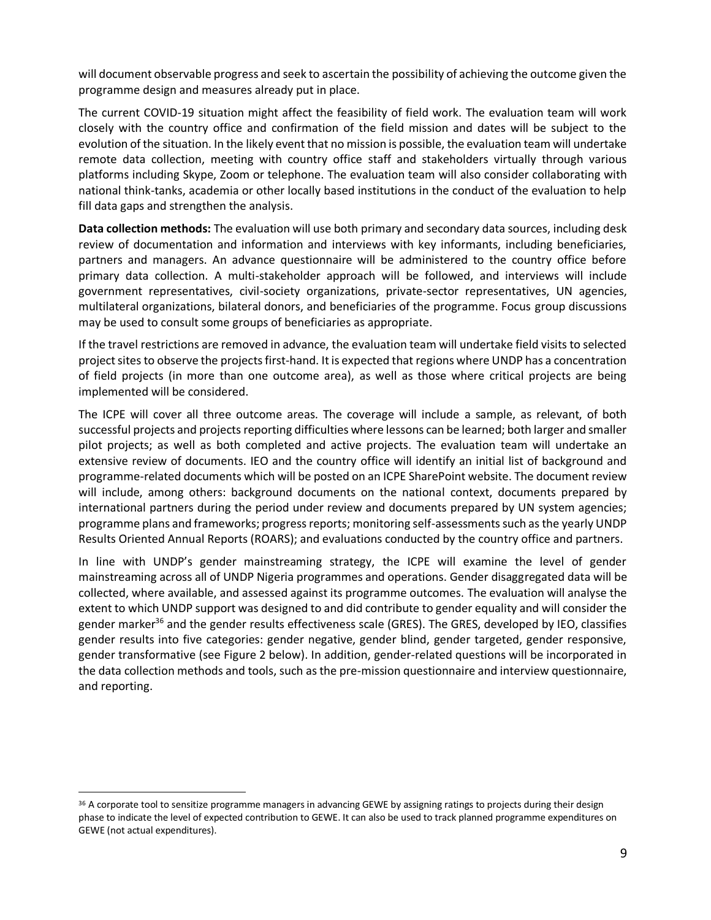will document observable progress and seek to ascertain the possibility of achieving the outcome given the programme design and measures already put in place.

The current COVID-19 situation might affect the feasibility of field work. The evaluation team will work closely with the country office and confirmation of the field mission and dates will be subject to the evolution of the situation. In the likely event that no mission is possible, the evaluation team will undertake remote data collection, meeting with country office staff and stakeholders virtually through various platforms including Skype, Zoom or telephone. The evaluation team will also consider collaborating with national think-tanks, academia or other locally based institutions in the conduct of the evaluation to help fill data gaps and strengthen the analysis.

**Data collection methods:** The evaluation will use both primary and secondary data sources, including desk review of documentation and information and interviews with key informants, including beneficiaries, partners and managers. An advance questionnaire will be administered to the country office before primary data collection. A multi-stakeholder approach will be followed, and interviews will include government representatives, civil-society organizations, private-sector representatives, UN agencies, multilateral organizations, bilateral donors, and beneficiaries of the programme. Focus group discussions may be used to consult some groups of beneficiaries as appropriate.

If the travel restrictions are removed in advance, the evaluation team will undertake field visits to selected project sites to observe the projects first-hand. It is expected that regions where UNDP has a concentration of field projects (in more than one outcome area), as well as those where critical projects are being implemented will be considered.

The ICPE will cover all three outcome areas. The coverage will include a sample, as relevant, of both successful projects and projects reporting difficulties where lessons can be learned; both larger and smaller pilot projects; as well as both completed and active projects. The evaluation team will undertake an extensive review of documents. IEO and the country office will identify an initial list of background and programme-related documents which will be posted on an ICPE SharePoint website. The document review will include, among others: background documents on the national context, documents prepared by international partners during the period under review and documents prepared by UN system agencies; programme plans and frameworks; progress reports; monitoring self-assessments such as the yearly UNDP Results Oriented Annual Reports (ROARS); and evaluations conducted by the country office and partners.

In line with UNDP's gender mainstreaming strategy, the ICPE will examine the level of gender mainstreaming across all of UNDP Nigeria programmes and operations. Gender disaggregated data will be collected, where available, and assessed against its programme outcomes. The evaluation will analyse the extent to which UNDP support was designed to and did contribute to gender equality and will consider the gender marker[36] and the gender results effectiveness scale (GRES). The GRES, developed by IEO, classifies gender results into five categories: gender negative, gender blind, gender targeted, gender responsive, gender transformative (see Figure 2 below). In addition, gender-related questions will be incorporated in the data collection methods and tools, such as the pre-mission questionnaire and interview questionnaire, and reporting.

[36] A corporate tool to sensitize programme managers in advancing GEWE by assigning ratings to projects during their design phase to indicate the level of expected contribution to GEWE. It can also be used to track planned programme expenditures on GEWE (not actual expenditures).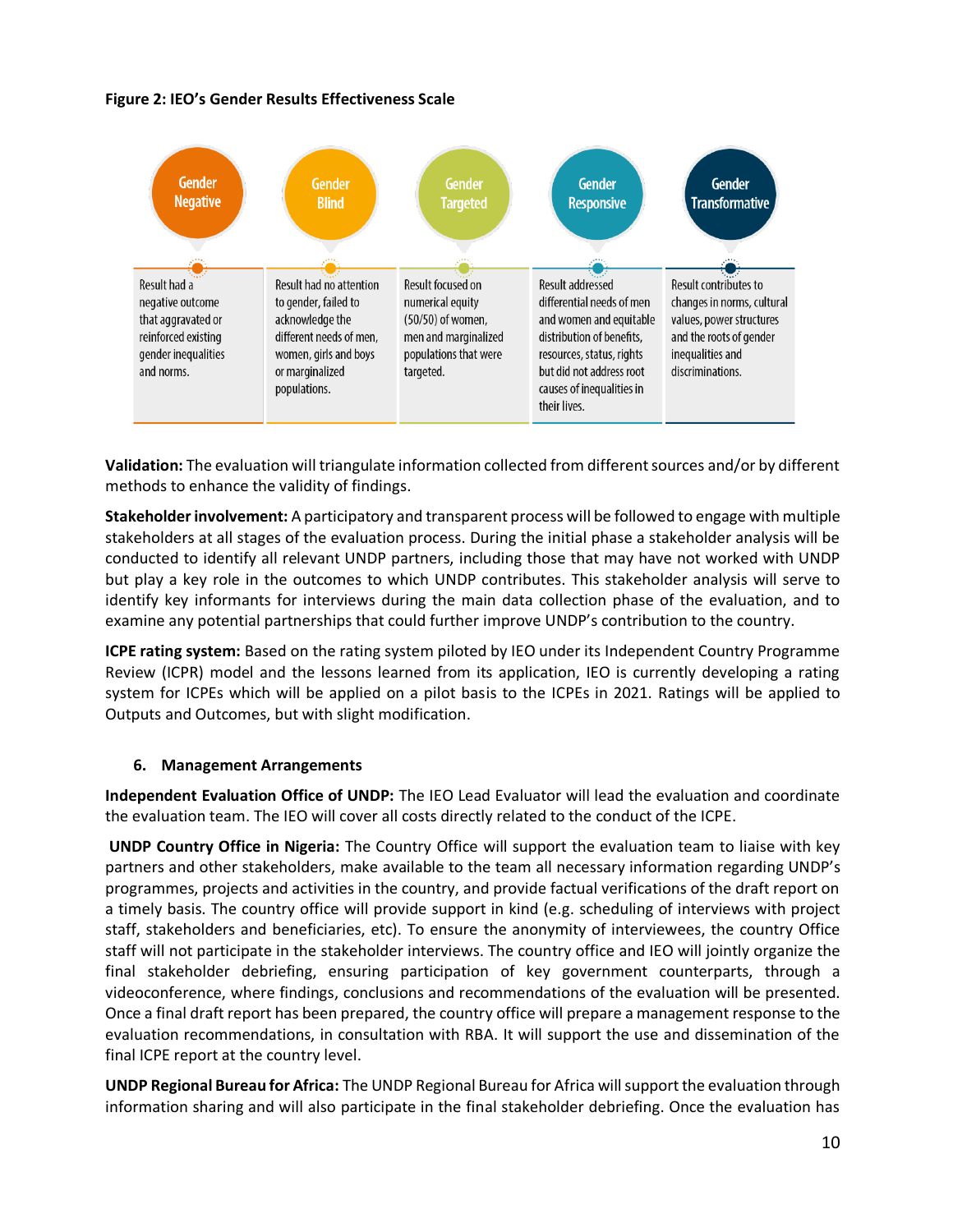**Figure 2: IEO's Gender Results Effectiveness Scale**

| Gender Negative | Gender Blind | Gender Targeted | Gender Responsive | Gender Transformative |
|---|---|---|---|---|
| Result had a negative outcome that aggravated or reinforced existing gender inequalities and norms. | Result had no attention to gender, failed to acknowledge the different needs of men, women, girls and boys or marginalized populations. | Result focused on numerical equity (50/50) of women, men and marginalized populations that were targeted. | Result addressed differential needs of men and women and equitable distribution of benefits, resources, status, rights but did not address root causes of inequalities in their lives. | Result contributes to changes in norms, cultural values, power structures and the roots of gender inequalities and discriminations. |

**Validation:** The evaluation will triangulate information collected from different sources and/or by different methods to enhance the validity of findings.

**Stakeholder involvement:** A participatory and transparent process will be followed to engage with multiple stakeholders at all stages of the evaluation process. During the initial phase a stakeholder analysis will be conducted to identify all relevant UNDP partners, including those that may have not worked with UNDP but play a key role in the outcomes to which UNDP contributes. This stakeholder analysis will serve to identify key informants for interviews during the main data collection phase of the evaluation, and to examine any potential partnerships that could further improve UNDP's contribution to the country.

**ICPE rating system:** Based on the rating system piloted by IEO under its Independent Country Programme Review (ICPR) model and the lessons learned from its application, IEO is currently developing a rating system for ICPEs which will be applied on a pilot basis to the ICPEs in 2021. Ratings will be applied to Outputs and Outcomes, but with slight modification.

## 6. Management Arrangements

**Independent Evaluation Office of UNDP:** The IEO Lead Evaluator will lead the evaluation and coordinate the evaluation team. The IEO will cover all costs directly related to the conduct of the ICPE.

**UNDP Country Office in Nigeria:** The Country Office will support the evaluation team to liaise with key partners and other stakeholders, make available to the team all necessary information regarding UNDP's programmes, projects and activities in the country, and provide factual verifications of the draft report on a timely basis. The country office will provide support in kind (e.g. scheduling of interviews with project staff, stakeholders and beneficiaries, etc). To ensure the anonymity of interviewees, the country Office staff will not participate in the stakeholder interviews. The country office and IEO will jointly organize the final stakeholder debriefing, ensuring participation of key government counterparts, through a videoconference, where findings, conclusions and recommendations of the evaluation will be presented. Once a final draft report has been prepared, the country office will prepare a management response to the evaluation recommendations, in consultation with RBA. It will support the use and dissemination of the final ICPE report at the country level.

**UNDP Regional Bureau for Africa:** The UNDP Regional Bureau for Africa will support the evaluation through information sharing and will also participate in the final stakeholder debriefing. Once the evaluation has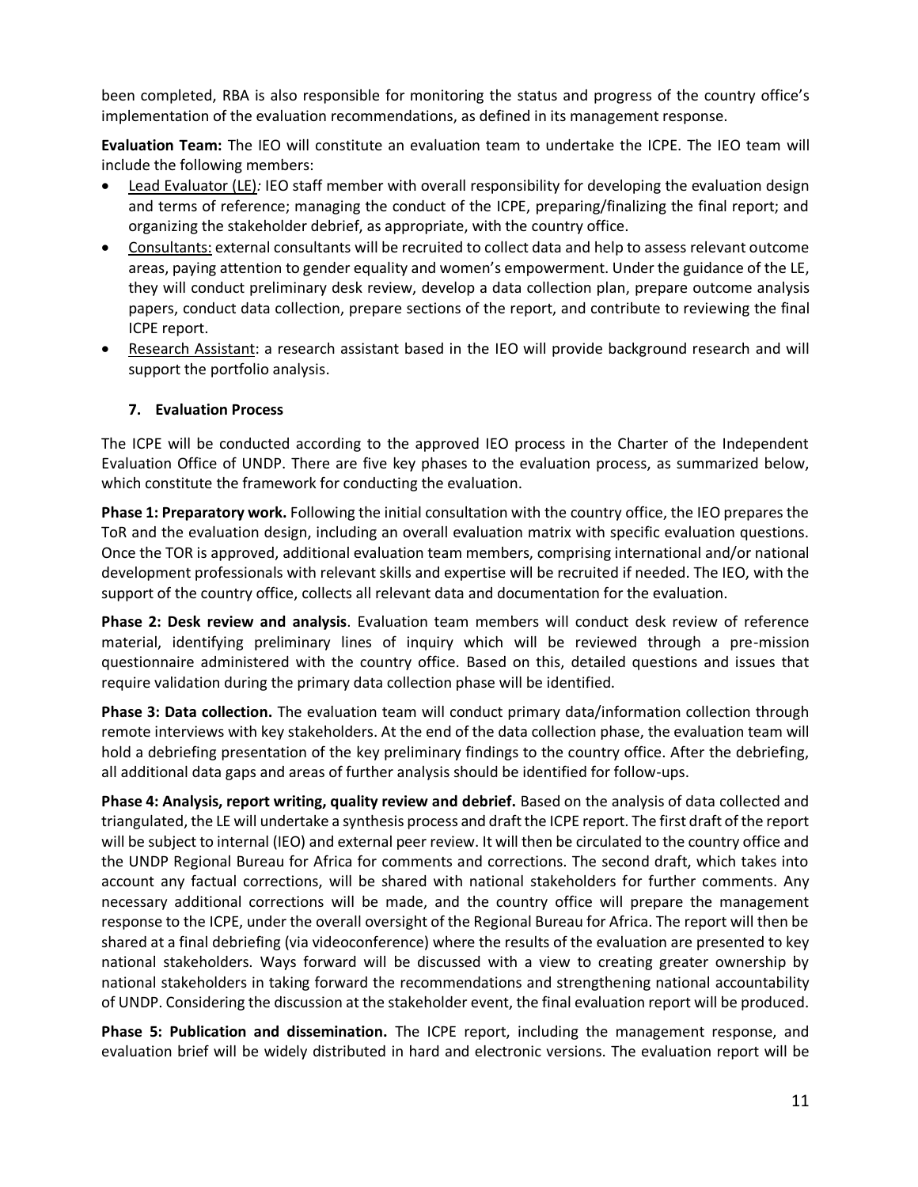been completed, RBA is also responsible for monitoring the status and progress of the country office's implementation of the evaluation recommendations, as defined in its management response.

**Evaluation Team:** The IEO will constitute an evaluation team to undertake the ICPE. The IEO team will include the following members:

- Lead Evaluator (LE)*:* IEO staff member with overall responsibility for developing the evaluation design and terms of reference; managing the conduct of the ICPE, preparing/finalizing the final report; and organizing the stakeholder debrief, as appropriate, with the country office.
- Consultants: external consultants will be recruited to collect data and help to assess relevant outcome areas, paying attention to gender equality and women's empowerment. Under the guidance of the LE, they will conduct preliminary desk review, develop a data collection plan, prepare outcome analysis papers, conduct data collection, prepare sections of the report, and contribute to reviewing the final ICPE report.
- Research Assistant: a research assistant based in the IEO will provide background research and will support the portfolio analysis.

## 7. Evaluation Process

The ICPE will be conducted according to the approved IEO process in the Charter of the Independent Evaluation Office of UNDP. There are five key phases to the evaluation process, as summarized below, which constitute the framework for conducting the evaluation.

**Phase 1: Preparatory work.** Following the initial consultation with the country office, the IEO prepares the ToR and the evaluation design, including an overall evaluation matrix with specific evaluation questions. Once the TOR is approved, additional evaluation team members, comprising international and/or national development professionals with relevant skills and expertise will be recruited if needed. The IEO, with the support of the country office, collects all relevant data and documentation for the evaluation.

**Phase 2: Desk review and analysis**. Evaluation team members will conduct desk review of reference material, identifying preliminary lines of inquiry which will be reviewed through a pre-mission questionnaire administered with the country office. Based on this, detailed questions and issues that require validation during the primary data collection phase will be identified.

**Phase 3: Data collection.** The evaluation team will conduct primary data/information collection through remote interviews with key stakeholders. At the end of the data collection phase, the evaluation team will hold a debriefing presentation of the key preliminary findings to the country office. After the debriefing, all additional data gaps and areas of further analysis should be identified for follow-ups.

**Phase 4: Analysis, report writing, quality review and debrief.** Based on the analysis of data collected and triangulated, the LE will undertake a synthesis process and draft the ICPE report. The first draft of the report will be subject to internal (IEO) and external peer review. It will then be circulated to the country office and the UNDP Regional Bureau for Africa for comments and corrections. The second draft, which takes into account any factual corrections, will be shared with national stakeholders for further comments. Any necessary additional corrections will be made, and the country office will prepare the management response to the ICPE, under the overall oversight of the Regional Bureau for Africa. The report will then be shared at a final debriefing (via videoconference) where the results of the evaluation are presented to key national stakeholders. Ways forward will be discussed with a view to creating greater ownership by national stakeholders in taking forward the recommendations and strengthening national accountability of UNDP. Considering the discussion at the stakeholder event, the final evaluation report will be produced.

**Phase 5: Publication and dissemination.** The ICPE report, including the management response, and evaluation brief will be widely distributed in hard and electronic versions. The evaluation report will be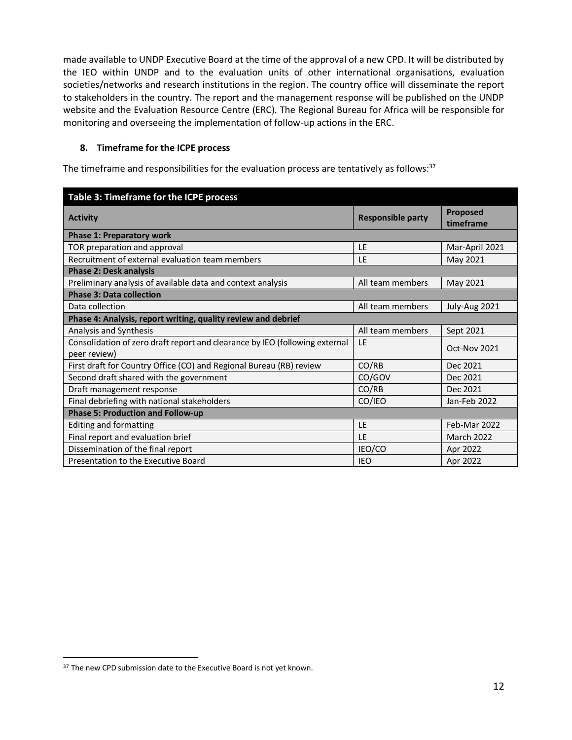made available to UNDP Executive Board at the time of the approval of a new CPD. It will be distributed by the IEO within UNDP and to the evaluation units of other international organisations, evaluation societies/networks and research institutions in the region. The country office will disseminate the report to stakeholders in the country. The report and the management response will be published on the UNDP website and the Evaluation Resource Centre (ERC). The Regional Bureau for Africa will be responsible for monitoring and overseeing the implementation of follow-up actions in the ERC.

## 8. Timeframe for the ICPE process

The timeframe and responsibilities for the evaluation process are tentatively as follows:[37]

**Table 3: Timeframe for the ICPE process**

| Activity | Responsible party | Proposed timeframe |
|---|---|---|
| **Phase 1: Preparatory work** | | |
| TOR preparation and approval | LE | Mar-April 2021 |
| Recruitment of external evaluation team members | LE | May 2021 |
| **Phase 2: Desk analysis** | | |
| Preliminary analysis of available data and context analysis | All team members | May 2021 |
| **Phase 3: Data collection** | | |
| Data collection | All team members | July-Aug 2021 |
| **Phase 4: Analysis, report writing, quality review and debrief** | | |
| Analysis and Synthesis | All team members | Sept 2021 |
| Consolidation of zero draft report and clearance by IEO (following external peer review) | LE | Oct-Nov 2021 |
| First draft for Country Office (CO) and Regional Bureau (RB) review | CO/RB | Dec 2021 |
| Second draft shared with the government | CO/GOV | Dec 2021 |
| Draft management response | CO/RB | Dec 2021 |
| Final debriefing with national stakeholders | CO/IEO | Jan-Feb 2022 |
| **Phase 5: Production and Follow-up** | | |
| Editing and formatting | LE | Feb-Mar 2022 |
| Final report and evaluation brief | LE | March 2022 |
| Dissemination of the final report | IEO/CO | Apr 2022 |
| Presentation to the Executive Board | IEO | Apr 2022 |

[37] The new CPD submission date to the Executive Board is not yet known.